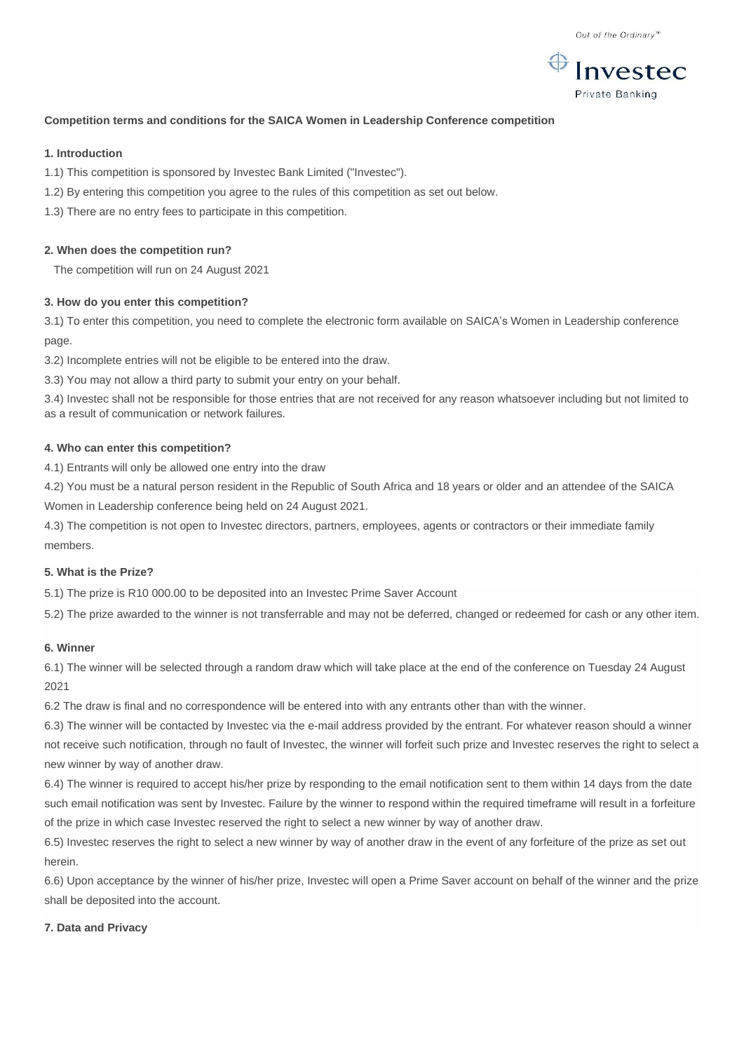Out of the Ordinary™

Investec
Private Banking

**Competition terms and conditions for the SAICA Women in Leadership Conference competition**

**1. Introduction**

1.1) This competition is sponsored by Investec Bank Limited ("Investec").

1.2) By entering this competition you agree to the rules of this competition as set out below.

1.3) There are no entry fees to participate in this competition.

**2. When does the competition run?**

The competition will run on 24 August 2021

**3. How do you enter this competition?**

3.1) To enter this competition, you need to complete the electronic form available on SAICA's Women in Leadership conference page.

3.2) Incomplete entries will not be eligible to be entered into the draw.

3.3) You may not allow a third party to submit your entry on your behalf.

3.4) Investec shall not be responsible for those entries that are not received for any reason whatsoever including but not limited to as a result of communication or network failures.

**4. Who can enter this competition?**

4.1) Entrants will only be allowed one entry into the draw

4.2) You must be a natural person resident in the Republic of South Africa and 18 years or older and an attendee of the SAICA Women in Leadership conference being held on 24 August 2021.

4.3) The competition is not open to Investec directors, partners, employees, agents or contractors or their immediate family members.

**5. What is the Prize?**

5.1) The prize is R10 000.00 to be deposited into an Investec Prime Saver Account

5.2) The prize awarded to the winner is not transferrable and may not be deferred, changed or redeemed for cash or any other item.

**6. Winner**

6.1) The winner will be selected through a random draw which will take place at the end of the conference on Tuesday 24 August 2021

6.2 The draw is final and no correspondence will be entered into with any entrants other than with the winner.

6.3) The winner will be contacted by Investec via the e-mail address provided by the entrant. For whatever reason should a winner not receive such notification, through no fault of Investec, the winner will forfeit such prize and Investec reserves the right to select a new winner by way of another draw.

6.4) The winner is required to accept his/her prize by responding to the email notification sent to them within 14 days from the date such email notification was sent by Investec. Failure by the winner to respond within the required timeframe will result in a forfeiture of the prize in which case Investec reserved the right to select a new winner by way of another draw.

6.5) Investec reserves the right to select a new winner by way of another draw in the event of any forfeiture of the prize as set out herein.

6.6) Upon acceptance by the winner of his/her prize, Investec will open a Prime Saver account on behalf of the winner and the prize shall be deposited into the account.

**7. Data and Privacy**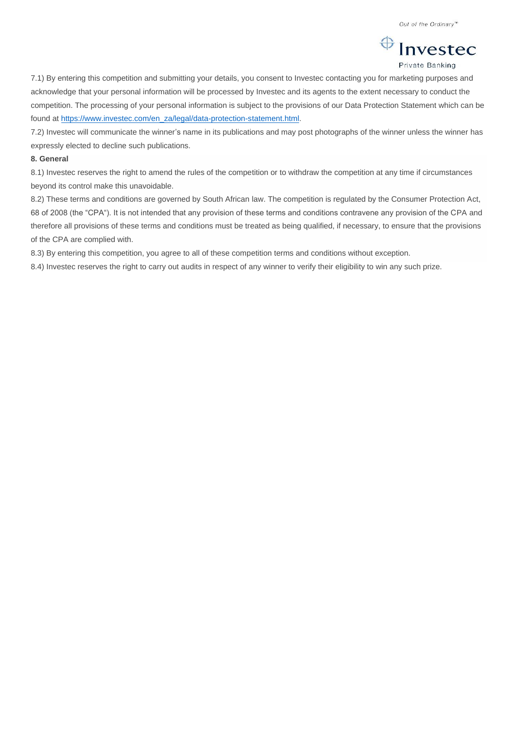7.1) By entering this competition and submitting your details, you consent to Investec contacting you for marketing purposes and acknowledge that your personal information will be processed by Investec and its agents to the extent necessary to conduct the competition. The processing of your personal information is subject to the provisions of our Data Protection Statement which can be found at [https://www.investec.com/en_za/legal/data-protection-statement.html](https://www.investec.com/en_za/legal/data-protection-statement.html).

7.2) Investec will communicate the winner's name in its publications and may post photographs of the winner unless the winner has expressly elected to decline such publications.

**8. General**

8.1) Investec reserves the right to amend the rules of the competition or to withdraw the competition at any time if circumstances beyond its control make this unavoidable.

8.2) These terms and conditions are governed by South African law. The competition is regulated by the Consumer Protection Act, 68 of 2008 (the "CPA"). It is not intended that any provision of these terms and conditions contravene any provision of the CPA and therefore all provisions of these terms and conditions must be treated as being qualified, if necessary, to ensure that the provisions of the CPA are complied with.

8.3) By entering this competition, you agree to all of these competition terms and conditions without exception.

8.4) Investec reserves the right to carry out audits in respect of any winner to verify their eligibility to win any such prize.